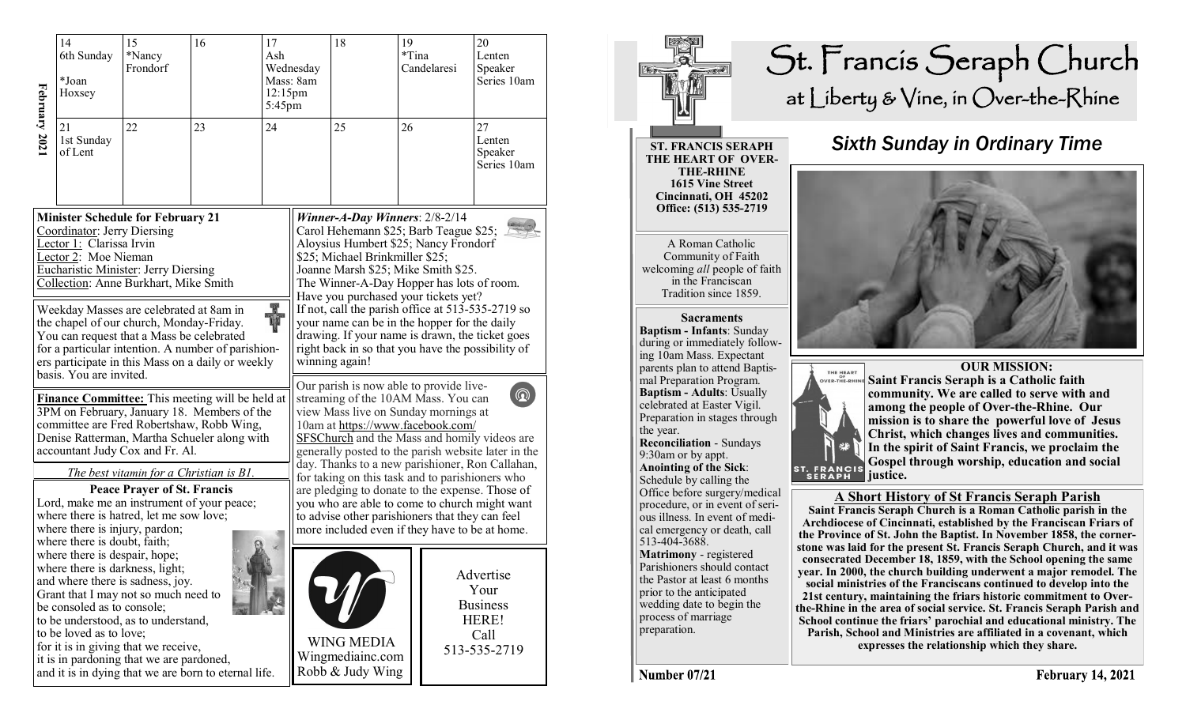**February 2021**

| 14 | 15 | 16 | 17 | 18 | 19 | 20 |
|---|---|---|---|---|---|---|
| 6th Sunday *Joan Hoxsey | *Nancy Frondorf | | Ash Wednesday Mass: 8am 12:15pm 5:45pm | | *Tina Candelaresi | Lenten Speaker Series 10am |
| **21** | **22** | **23** | **24** | **25** | **26** | **27** |
| 1st Sunday of Lent | | | | | | Lenten Speaker Series 10am |

**Minister Schedule for February 21**
Coordinator: Jerry Diersing
Lector 1: Clarissa Irvin
Lector 2: Moe Nieman
Eucharistic Minister: Jerry Diersing
Collection: Anne Burkhart, Mike Smith

Weekday Masses are celebrated at 8am in the chapel of our church, Monday-Friday. You can request that a Mass be celebrated for a particular intention. A number of parishioners participate in this Mass on a daily or weekly basis. You are invited.

**Finance Committee:** This meeting will be held at 3PM on February, January 18. Members of the committee are Fred Robertshaw, Robb Wing, Denise Ratterman, Martha Schueler along with accountant Judy Cox and Fr. Al.

*The best vitamin for a Christian is B1.*

**Peace Prayer of St. Francis**
Lord, make me an instrument of your peace;
where there is hatred, let me sow love;
where there is injury, pardon;
where there is doubt, faith;
where there is despair, hope;
where there is darkness, light;
and where there is sadness, joy.
Grant that I may not so much need to be consoled as to console;
to be understood, as to understand,
to be loved as to love;
for it is in giving that we receive,
it is in pardoning that we are pardoned,
and it is in dying that we are born to eternal life.

***Winner-A-Day Winners***: 2/8-2/14
Carol Hehemann $25; Barb Teague $25; Aloysius Humbert $25; Nancy Frondorf $25; Michael Brinkmiller $25; Joanne Marsh $25; Mike Smith $25.
The Winner-A-Day Hopper has lots of room. Have you purchased your tickets yet? If not, call the parish office at 513-535-2719 so your name can be in the hopper for the daily drawing. If your name is drawn, the ticket goes right back in so that you have the possibility of winning again!

Our parish is now able to provide live-streaming of the 10AM Mass. You can view Mass live on Sunday mornings at 10am at https://www.facebook.com/SFSChurch and the Mass and homily videos are generally posted to the parish website later in the day. Thanks to a new parishioner, Ron Callahan, for taking on this task and to parishioners who are pledging to donate to the expense. Those of you who are able to come to church might want to advise other parishioners that they can feel more included even if they have to be at home.

WING MEDIA
Wingmediainc.com
Robb & Judy Wing

Advertise Your Business HERE!
Call 513-535-2719

# St. Francis Seraph Church
## at Liberty & Vine, in Over-the-Rhine

**ST. FRANCIS SERAPH THE HEART OF OVER-THE-RHINE**
**1615 Vine Street**
**Cincinnati, OH 45202**
**Office: (513) 535-2719**

A Roman Catholic Community of Faith welcoming *all* people of faith in the Franciscan Tradition since 1859.

**Sacraments**
**Baptism - Infants**: Sunday during or immediately following 10am Mass. Expectant parents plan to attend Baptismal Preparation Program.
**Baptism - Adults**: Usually celebrated at Easter Vigil. Preparation in stages through the year.
**Reconciliation** - Sundays 9:30am or by appt.
**Anointing of the Sick**: Schedule by calling the Office before surgery/medical procedure, or in event of serious illness. In event of medical emergency or death, call 513-404-3688.
**Matrimony** - registered Parishioners should contact the Pastor at least 6 months prior to the anticipated wedding date to begin the process of marriage preparation.

## *Sixth Sunday in Ordinary Time*

**OUR MISSION:**
**Saint Francis Seraph is a Catholic faith community. We are called to serve with and among the people of Over-the-Rhine. Our mission is to share the powerful love of Jesus Christ, which changes lives and communities. In the spirit of Saint Francis, we proclaim the Gospel through worship, education and social justice.**

**A Short History of St Francis Seraph Parish**
**Saint Francis Seraph Church is a Roman Catholic parish in the Archdiocese of Cincinnati, established by the Franciscan Friars of the Province of St. John the Baptist. In November 1858, the cornerstone was laid for the present St. Francis Seraph Church, and it was consecrated December 18, 1859, with the School opening the same year. In 2000, the church building underwent a major remodel. The social ministries of the Franciscans continued to develop into the 21st century, maintaining the friars historic commitment to Over-the-Rhine in the area of social service. St. Francis Seraph Parish and School continue the friars' parochial and educational ministry. The Parish, School and Ministries are affiliated in a covenant, which expresses the relationship which they share.**

**Number 07/21** **February 14, 2021**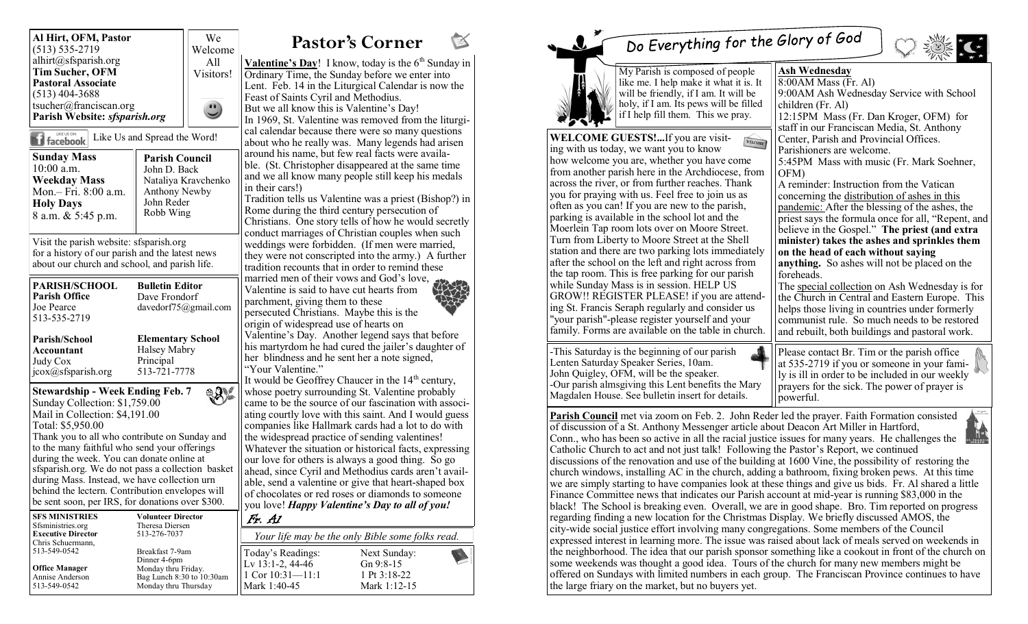**Al Hirt, OFM, Pastor**
(513) 535-2719
alhirt@sfsparish.org
**Tim Sucher, OFM**
**Pastoral Associate**
(513) 404-3688
tsucher@franciscan.org
**Parish Website:** ***sfsparish.org***

We Welcome All Visitors!

Like Us and Spread the Word!

**Sunday Mass**
10:00 a.m.
**Weekday Mass**
Mon.– Fri. 8:00 a.m.
**Holy Days**
8 a.m. & 5:45 p.m.

**Parish Council**
John D. Back
Nataliya Kravchenko
Anthony Newby
John Reder
Robb Wing

Visit the parish website: sfsparish.org for a history of our parish and the latest news about our church and school, and parish life.

**PARISH/SCHOOL**
**Parish Office**
Joe Pearce
513-535-2719

**Bulletin Editor**
Dave Frondorf
davedorf75@gmail.com

**Parish/School Accountant**
Judy Cox
jcox@sfsparish.org

**Elementary School**
Halsey Mabry
Principal
513-721-7778

**Stewardship - Week Ending Feb. 7**
Sunday Collection: $1,759.00
Mail in Collection: $4,191.00
Total: $5,950.00
Thank you to all who contribute on Sunday and to the many faithful who send your offerings during the week. You can donate online at sfsparish.org. We do not pass a collection basket during Mass. Instead, we have collection urn behind the lectern. Contribution envelopes will be sent soon, per IRS, for donations over $300.

**SFS MINISTRIES**
Sfsministries.org
**Executive Director**
Chris Schuermann,
513-549-0542

**Office Manager**
Annise Anderson
513-549-0542

**Volunteer Director**
Theresa Diersen
513-276-7037

Breakfast 7-9am
Dinner 4-6pm
Monday thru Friday.
Bag Lunch 8:30 to 10:30am
Monday thru Thursday

# Pastor's Corner

**Valentine's Day**! I know, today is the 6th Sunday in Ordinary Time, the Sunday before we enter into Lent. Feb. 14 in the Liturgical Calendar is now the Feast of Saints Cyril and Methodius.
But we all know this is Valentine's Day!
In 1969, St. Valentine was removed from the liturgical calendar because there were so many questions about who he really was. Many legends had arisen around his name, but few real facts were available. (St. Christopher disappeared at the same time and we all know many people still keep his medals in their cars!)
Tradition tells us Valentine was a priest (Bishop?) in Rome during the third century persecution of Christians. One story tells of how he would secretly conduct marriages of Christian couples when such weddings were forbidden. (If men were married, they were not conscripted into the army.) A further tradition recounts that in order to remind these married men of their vows and God's love, Valentine is said to have cut hearts from parchment, giving them to these persecuted Christians. Maybe this is the origin of widespread use of hearts on Valentine's Day. Another legend says that before his martyrdom he had cured the jailer's daughter of her blindness and he sent her a note signed, "Your Valentine."
It would be Geoffrey Chaucer in the 14th century, whose poetry surrounding St. Valentine probably came to be the source of our fascination with associating courtly love with this saint. And I would guess companies like Hallmark cards had a lot to do with the widespread practice of sending valentines!
Whatever the situation or historical facts, expressing our love for others is always a good thing. So go ahead, since Cyril and Methodius cards aren't available, send a valentine or give that heart-shaped box of chocolates or red roses or diamonds to someone you love! ***Happy Valentine's Day to all of you!***
*Fr. Al*

*Your life may be the only Bible some folks read.*

| Today's Readings: | Next Sunday: |
|---|---|
| Lv 13:1-2, 44-46 | Gn 9:8-15 |
| 1 Cor 10:31—11:1 | 1 Pt 3:18-22 |
| Mark 1:40-45 | Mark 1:12-15 |

## Do Everything for the Glory of God

My Parish is composed of people like me. I help make it what it is. It will be friendly, if I am. It will be holy, if I am. Its pews will be filled if I help fill them. This we pray.

**WELCOME GUESTS!...**If you are visiting with us today, we want you to know how welcome you are here, whether you have come from another parish here in the Archdiocese, from across the river, or from further reaches. Thank you for praying with us. Feel free to join us as often as you can! If you are new to the parish, parking is available in the school lot and the Moerlein Tap room lots over on Moore Street. Turn from Liberty to Moore Street at the Shell station and there are two parking lots immediately after the school on the left and right across from the tap room. This is free parking for our parish while Sunday Mass is in session. HELP US GROW!! REGISTER PLEASE! if you are attending St. Francis Seraph regularly and consider us "your parish"-please register yourself and your family. Forms are available on the table in church.

**Ash Wednesday**
8:00AM Mass (Fr. Al)
9:00AM Ash Wednesday Service with School children (Fr. Al)
12:15PM Mass (Fr. Dan Kroger, OFM) for staff in our Franciscan Media, St. Anthony Center, Parish and Provincial Offices. Parishioners are welcome.
5:45PM Mass with music (Fr. Mark Soehner, OFM)
A reminder: Instruction from the Vatican concerning the distribution of ashes in this pandemic: After the blessing of the ashes, the priest says the formula once for all, "Repent, and believe in the Gospel." **The priest (and extra minister) takes the ashes and sprinkles them on the head of each without saying anything.** So ashes will not be placed on the foreheads.
The special collection on Ash Wednesday is for the Church in Central and Eastern Europe. This helps those living in countries under formerly communist rule. So much needs to be restored and rebuilt, both buildings and pastoral work.

-This Saturday is the beginning of our parish Lenten Saturday Speaker Series, 10am. John Quigley, OFM, will be the speaker.
-Our parish almsgiving this Lent benefits the Mary Magdalen House. See bulletin insert for details.

Please contact Br. Tim or the parish office at 535-2719 if you or someone in your family is ill in order to be included in our weekly prayers for the sick. The power of prayer is powerful.

**Parish Council** met via zoom on Feb. 2. John Reder led the prayer. Faith Formation consisted of discussion of a St. Anthony Messenger article about Deacon Art Miller in Hartford, Conn., who has been so active in all the racial justice issues for many years. He challenges the Catholic Church to act and not just talk! Following the Pastor's Report, we continued discussions of the renovation and use of the building at 1600 Vine, the possibility of restoring the church windows, installing AC in the church, adding a bathroom, fixing broken pews. At this time we are simply starting to have companies look at these things and give us bids. Fr. Al shared a little Finance Committee news that indicates our Parish account at mid-year is running $83,000 in the black! The School is breaking even. Overall, we are in good shape. Bro. Tim reported on progress regarding finding a new location for the Christmas Display. We briefly discussed AMOS, the city-wide social justice effort involving many congregations. Some members of the Council expressed interest in learning more. The issue was raised about lack of meals served on weekends in the neighborhood. The idea that our parish sponsor something like a cookout in front of the church on some weekends was thought a good idea. Tours of the church for many new members might be offered on Sundays with limited numbers in each group. The Franciscan Province continues to have the large friary on the market, but no buyers yet.